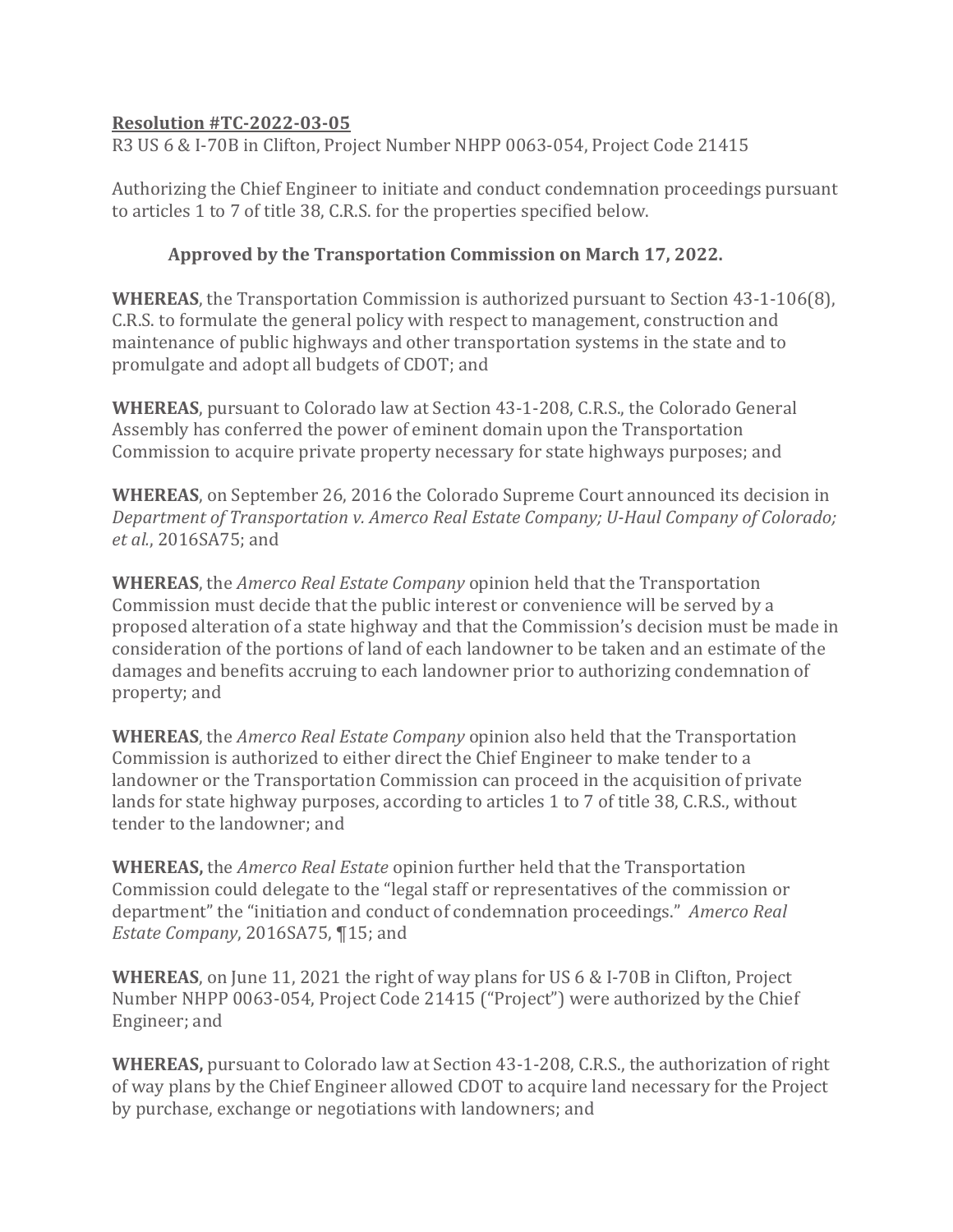**<u>Resolution #TC-2022-03-05</u>**
R3 US 6 & I-70B in Clifton, Project Number NHPP 0063-054, Project Code 21415

Authorizing the Chief Engineer to initiate and conduct condemnation proceedings pursuant to articles 1 to 7 of title 38, C.R.S. for the properties specified below.

**Approved by the Transportation Commission on March 17, 2022.**

**WHEREAS**, the Transportation Commission is authorized pursuant to Section 43-1-106(8), C.R.S. to formulate the general policy with respect to management, construction and maintenance of public highways and other transportation systems in the state and to promulgate and adopt all budgets of CDOT; and

**WHEREAS**, pursuant to Colorado law at Section 43-1-208, C.R.S., the Colorado General Assembly has conferred the power of eminent domain upon the Transportation Commission to acquire private property necessary for state highways purposes; and

**WHEREAS**, on September 26, 2016 the Colorado Supreme Court announced its decision in *Department of Transportation v. Amerco Real Estate Company; U-Haul Company of Colorado; et al.*, 2016SA75; and

**WHEREAS**, the *Amerco Real Estate Company* opinion held that the Transportation Commission must decide that the public interest or convenience will be served by a proposed alteration of a state highway and that the Commission's decision must be made in consideration of the portions of land of each landowner to be taken and an estimate of the damages and benefits accruing to each landowner prior to authorizing condemnation of property; and

**WHEREAS**, the *Amerco Real Estate Company* opinion also held that the Transportation Commission is authorized to either direct the Chief Engineer to make tender to a landowner or the Transportation Commission can proceed in the acquisition of private lands for state highway purposes, according to articles 1 to 7 of title 38, C.R.S., without tender to the landowner; and

**WHEREAS,** the *Amerco Real Estate* opinion further held that the Transportation Commission could delegate to the "legal staff or representatives of the commission or department" the "initiation and conduct of condemnation proceedings." *Amerco Real Estate Company*, 2016SA75, ¶15; and

**WHEREAS**, on June 11, 2021 the right of way plans for US 6 & I-70B in Clifton, Project Number NHPP 0063-054, Project Code 21415 ("Project") were authorized by the Chief Engineer; and

**WHEREAS,** pursuant to Colorado law at Section 43-1-208, C.R.S., the authorization of right of way plans by the Chief Engineer allowed CDOT to acquire land necessary for the Project by purchase, exchange or negotiations with landowners; and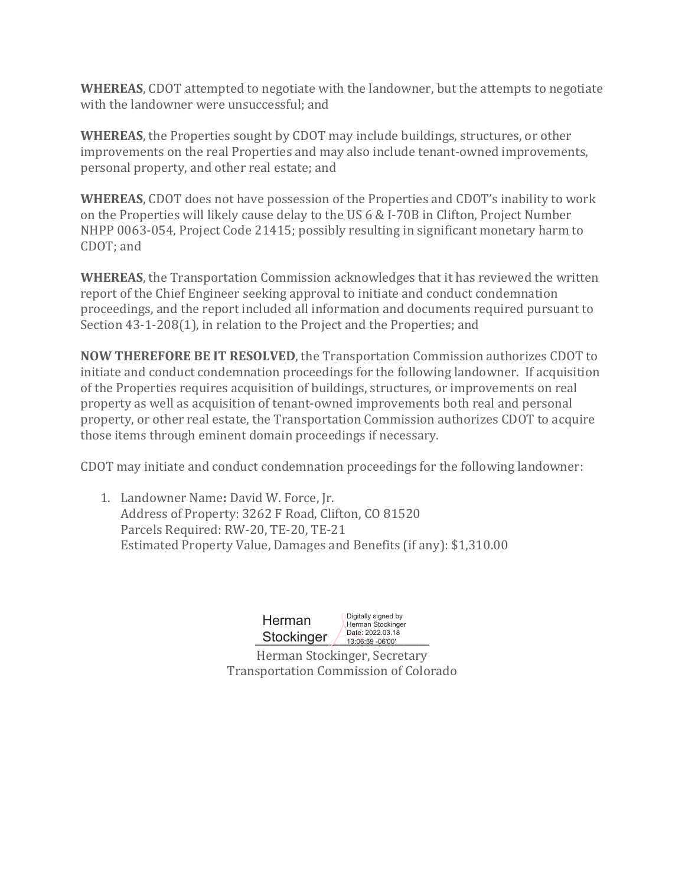**WHEREAS**, CDOT attempted to negotiate with the landowner, but the attempts to negotiate with the landowner were unsuccessful; and

**WHEREAS**, the Properties sought by CDOT may include buildings, structures, or other improvements on the real Properties and may also include tenant-owned improvements, personal property, and other real estate; and

**WHEREAS**, CDOT does not have possession of the Properties and CDOT's inability to work on the Properties will likely cause delay to the US 6 & I-70B in Clifton, Project Number NHPP 0063-054, Project Code 21415; possibly resulting in significant monetary harm to CDOT; and

**WHEREAS**, the Transportation Commission acknowledges that it has reviewed the written report of the Chief Engineer seeking approval to initiate and conduct condemnation proceedings, and the report included all information and documents required pursuant to Section 43-1-208(1), in relation to the Project and the Properties; and

**NOW THEREFORE BE IT RESOLVED**, the Transportation Commission authorizes CDOT to initiate and conduct condemnation proceedings for the following landowner. If acquisition of the Properties requires acquisition of buildings, structures, or improvements on real property as well as acquisition of tenant-owned improvements both real and personal property, or other real estate, the Transportation Commission authorizes CDOT to acquire those items through eminent domain proceedings if necessary.

CDOT may initiate and conduct condemnation proceedings for the following landowner:

1. Landowner Name**:** David W. Force, Jr.
   Address of Property: 3262 F Road, Clifton, CO 81520
   Parcels Required: RW-20, TE-20, TE-21
   Estimated Property Value, Damages and Benefits (if any): $1,310.00

Herman Stockinger
Digitally signed by Herman Stockinger
Date: 2022.03.18 13:06:59 -06'00'

Herman Stockinger, Secretary
Transportation Commission of Colorado